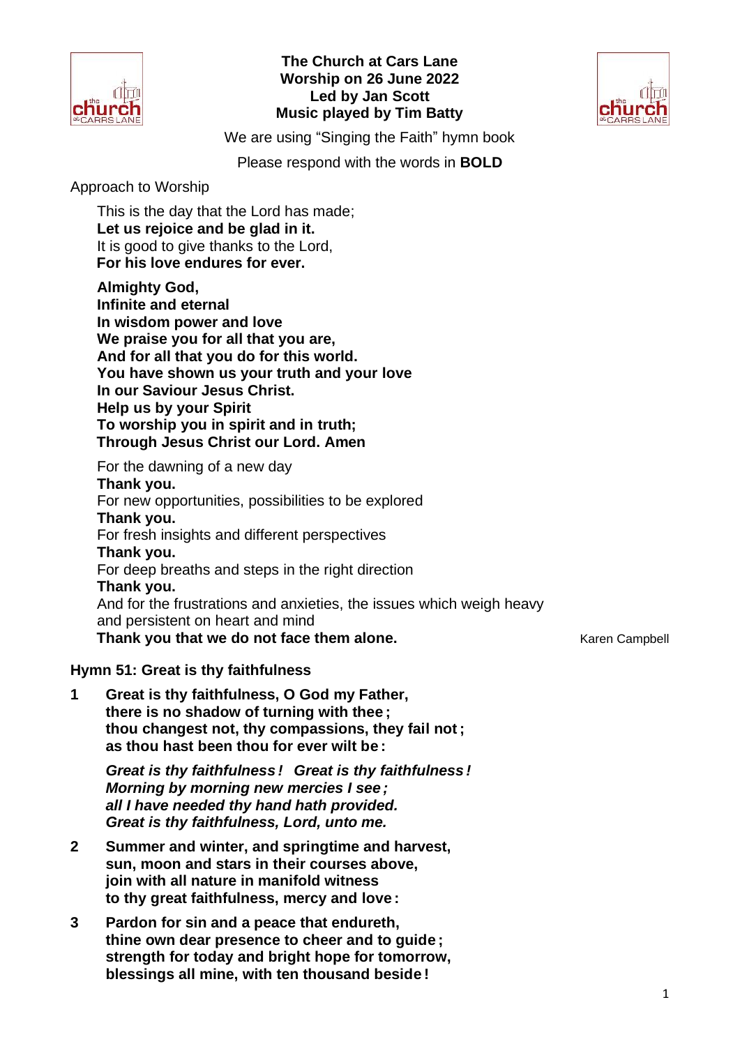**The Church at Cars Lane**
**Worship on 26 June 2022**
**Led by Jan Scott**
**Music played by Tim Batty**

We are using "Singing the Faith" hymn book

Please respond with the words in **BOLD**

Approach to Worship

This is the day that the Lord has made;
**Let us rejoice and be glad in it.**
It is good to give thanks to the Lord,
**For his love endures for ever.**

**Almighty God,**
**Infinite and eternal**
**In wisdom power and love**
**We praise you for all that you are,**
**And for all that you do for this world.**
**You have shown us your truth and your love**
**In our Saviour Jesus Christ.**
**Help us by your Spirit**
**To worship you in spirit and in truth;**
**Through Jesus Christ our Lord. Amen**

For the dawning of a new day
**Thank you.**
For new opportunities, possibilities to be explored
**Thank you.**
For fresh insights and different perspectives
**Thank you.**
For deep breaths and steps in the right direction
**Thank you.**
And for the frustrations and anxieties, the issues which weigh heavy and persistent on heart and mind
**Thank you that we do not face them alone.**

Karen Campbell

**Hymn 51: Great is thy faithfulness**

1. **Great is thy faithfulness, O God my Father,**
   **there is no shadow of turning with thee;**
   **thou changest not, thy compassions, they fail not;**
   **as thou hast been thou for ever wilt be:**

   ***Great is thy faithfulness! Great is thy faithfulness!***
   ***Morning by morning new mercies I see;***
   ***all I have needed thy hand hath provided.***
   ***Great is thy faithfulness, Lord, unto me.***

2. **Summer and winter, and springtime and harvest,**
   **sun, moon and stars in their courses above,**
   **join with all nature in manifold witness**
   **to thy great faithfulness, mercy and love:**

3. **Pardon for sin and a peace that endureth,**
   **thine own dear presence to cheer and to guide;**
   **strength for today and bright hope for tomorrow,**
   **blessings all mine, with ten thousand beside!**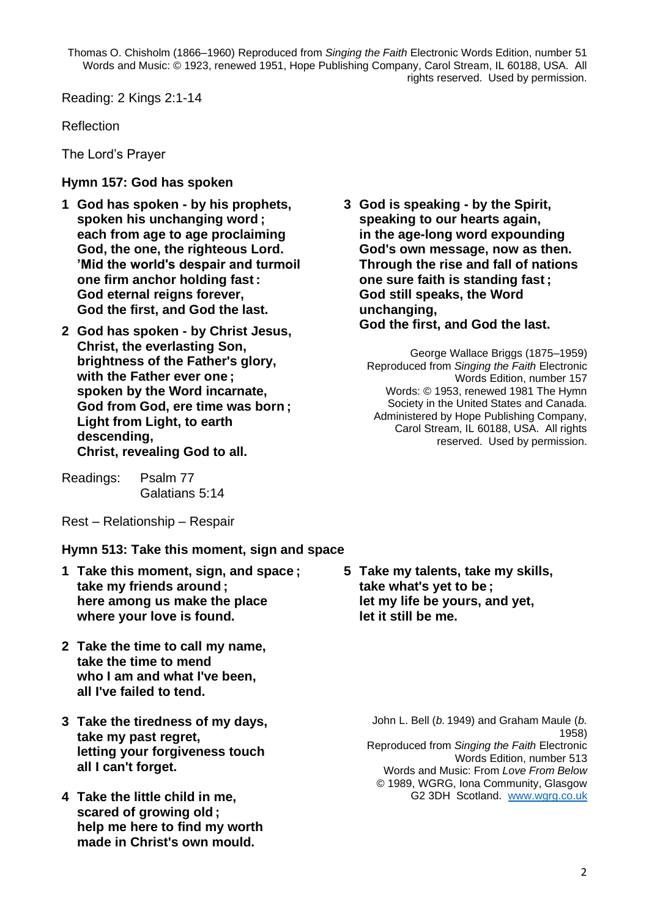Thomas O. Chisholm (1866–1960) Reproduced from *Singing the Faith* Electronic Words Edition, number 51
Words and Music: © 1923, renewed 1951, Hope Publishing Company, Carol Stream, IL 60188, USA. All rights reserved. Used by permission.

Reading: 2 Kings 2:1-14

Reflection

The Lord's Prayer

**Hymn 157: God has spoken**

**1 God has spoken - by his prophets,**
**spoken his unchanging word ;**
**each from age to age proclaiming**
**God, the one, the righteous Lord.**
**'Mid the world's despair and turmoil**
**one firm anchor holding fast :**
**God eternal reigns forever,**
**God the first, and God the last.**

**2 God has spoken - by Christ Jesus,**
**Christ, the everlasting Son,**
**brightness of the Father's glory,**
**with the Father ever one ;**
**spoken by the Word incarnate,**
**God from God, ere time was born ;**
**Light from Light, to earth descending,**
**Christ, revealing God to all.**

**3 God is speaking - by the Spirit,**
**speaking to our hearts again,**
**in the age-long word expounding**
**God's own message, now as then.**
**Through the rise and fall of nations**
**one sure faith is standing fast ;**
**God still speaks, the Word unchanging,**
**God the first, and God the last.**

George Wallace Briggs (1875–1959)
Reproduced from *Singing the Faith* Electronic Words Edition, number 157
Words: © 1953, renewed 1981 The Hymn Society in the United States and Canada. Administered by Hope Publishing Company, Carol Stream, IL 60188, USA. All rights reserved. Used by permission.

Readings: Psalm 77
Galatians 5:14

Rest – Relationship – Respair

**Hymn 513: Take this moment, sign and space**

**1 Take this moment, sign, and space ;**
**take my friends around ;**
**here among us make the place**
**where your love is found.**

**2 Take the time to call my name,**
**take the time to mend**
**who I am and what I've been,**
**all I've failed to tend.**

**3 Take the tiredness of my days,**
**take my past regret,**
**letting your forgiveness touch**
**all I can't forget.**

**4 Take the little child in me,**
**scared of growing old ;**
**help me here to find my worth**
**made in Christ's own mould.**

**5 Take my talents, take my skills,**
**take what's yet to be ;**
**let my life be yours, and yet,**
**let it still be me.**

John L. Bell (*b.* 1949) and Graham Maule (*b.* 1958)
Reproduced from *Singing the Faith* Electronic Words Edition, number 513
Words and Music: From *Love From Below* © 1989, WGRG, Iona Community, Glasgow G2 3DH Scotland. www.wgrg.co.uk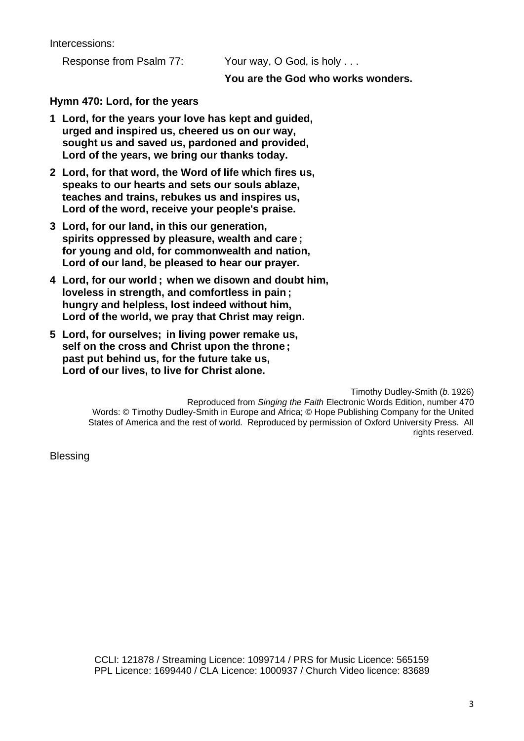Intercessions:

Response from Psalm 77: Your way, O God, is holy . . .

**You are the God who works wonders.**

**Hymn 470: Lord, for the years**

**1 Lord, for the years your love has kept and guided,
urged and inspired us, cheered us on our way,
sought us and saved us, pardoned and provided,
Lord of the years, we bring our thanks today.**

**2 Lord, for that word, the Word of life which fires us,
speaks to our hearts and sets our souls ablaze,
teaches and trains, rebukes us and inspires us,
Lord of the word, receive your people's praise.**

**3 Lord, for our land, in this our generation,
spirits oppressed by pleasure, wealth and care ;
for young and old, for commonwealth and nation,
Lord of our land, be pleased to hear our prayer.**

**4 Lord, for our world ; when we disown and doubt him,
loveless in strength, and comfortless in pain ;
hungry and helpless, lost indeed without him,
Lord of the world, we pray that Christ may reign.**

**5 Lord, for ourselves; in living power remake us,
self on the cross and Christ upon the throne ;
past put behind us, for the future take us,
Lord of our lives, to live for Christ alone.**

Timothy Dudley-Smith (*b.* 1926)
Reproduced from *Singing the Faith* Electronic Words Edition, number 470
Words: © Timothy Dudley-Smith in Europe and Africa; © Hope Publishing Company for the United States of America and the rest of world. Reproduced by permission of Oxford University Press. All rights reserved.

Blessing

CCLI: 121878 / Streaming Licence: 1099714 / PRS for Music Licence: 565159
PPL Licence: 1699440 / CLA Licence: 1000937 / Church Video licence: 83689